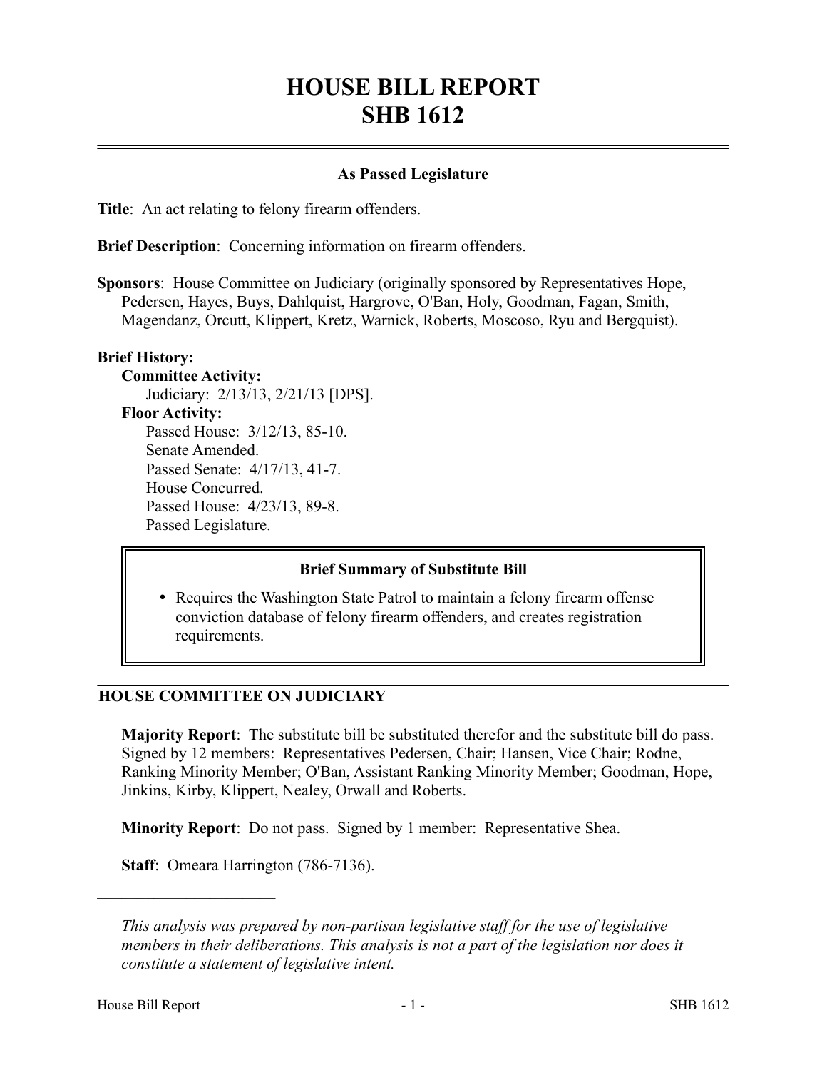# HOUSE BILL REPORT
# SHB 1612

## As Passed Legislature

**Title**: An act relating to felony firearm offenders.

**Brief Description**: Concerning information on firearm offenders.

**Sponsors**: House Committee on Judiciary (originally sponsored by Representatives Hope, Pedersen, Hayes, Buys, Dahlquist, Hargrove, O'Ban, Holy, Goodman, Fagan, Smith, Magendanz, Orcutt, Klippert, Kretz, Warnick, Roberts, Moscoso, Ryu and Bergquist).

**Brief History:**

**Committee Activity:**

Judiciary: 2/13/13, 2/21/13 [DPS].

**Floor Activity:**

Passed House: 3/12/13, 85-10.
Senate Amended.
Passed Senate: 4/17/13, 41-7.
House Concurred.
Passed House: 4/23/13, 89-8.
Passed Legislature.

**Brief Summary of Substitute Bill**

- Requires the Washington State Patrol to maintain a felony firearm offense conviction database of felony firearm offenders, and creates registration requirements.

## HOUSE COMMITTEE ON JUDICIARY

**Majority Report**: The substitute bill be substituted therefor and the substitute bill do pass. Signed by 12 members: Representatives Pedersen, Chair; Hansen, Vice Chair; Rodne, Ranking Minority Member; O'Ban, Assistant Ranking Minority Member; Goodman, Hope, Jinkins, Kirby, Klippert, Nealey, Orwall and Roberts.

**Minority Report**: Do not pass. Signed by 1 member: Representative Shea.

**Staff**: Omeara Harrington (786-7136).

---

*This analysis was prepared by non-partisan legislative staff for the use of legislative members in their deliberations. This analysis is not a part of the legislation nor does it constitute a statement of legislative intent.*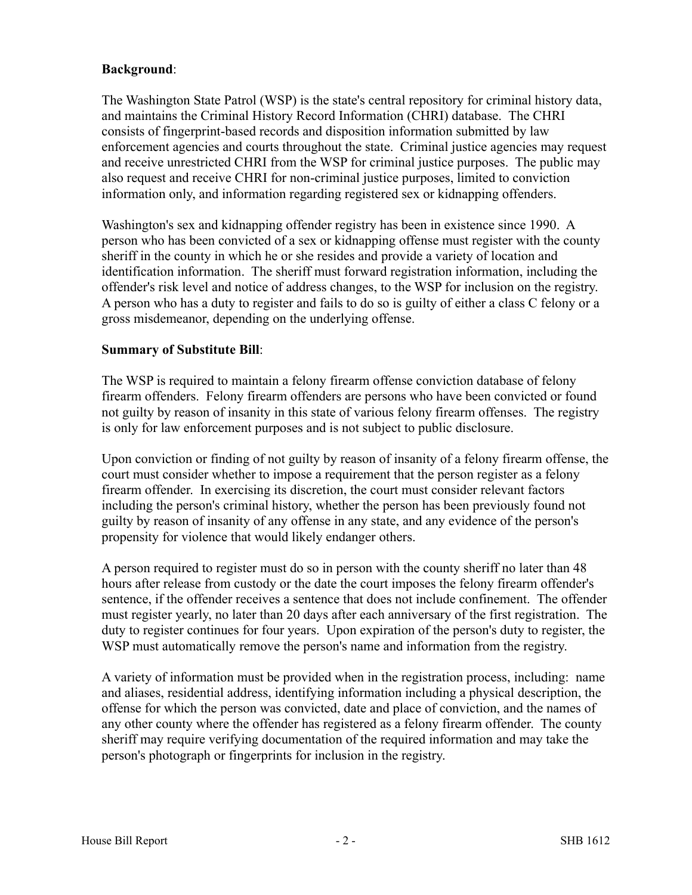**Background**:

The Washington State Patrol (WSP) is the state's central repository for criminal history data, and maintains the Criminal History Record Information (CHRI) database. The CHRI consists of fingerprint-based records and disposition information submitted by law enforcement agencies and courts throughout the state. Criminal justice agencies may request and receive unrestricted CHRI from the WSP for criminal justice purposes. The public may also request and receive CHRI for non-criminal justice purposes, limited to conviction information only, and information regarding registered sex or kidnapping offenders.

Washington's sex and kidnapping offender registry has been in existence since 1990. A person who has been convicted of a sex or kidnapping offense must register with the county sheriff in the county in which he or she resides and provide a variety of location and identification information. The sheriff must forward registration information, including the offender's risk level and notice of address changes, to the WSP for inclusion on the registry. A person who has a duty to register and fails to do so is guilty of either a class C felony or a gross misdemeanor, depending on the underlying offense.

**Summary of Substitute Bill**:

The WSP is required to maintain a felony firearm offense conviction database of felony firearm offenders. Felony firearm offenders are persons who have been convicted or found not guilty by reason of insanity in this state of various felony firearm offenses. The registry is only for law enforcement purposes and is not subject to public disclosure.

Upon conviction or finding of not guilty by reason of insanity of a felony firearm offense, the court must consider whether to impose a requirement that the person register as a felony firearm offender. In exercising its discretion, the court must consider relevant factors including the person's criminal history, whether the person has been previously found not guilty by reason of insanity of any offense in any state, and any evidence of the person's propensity for violence that would likely endanger others.

A person required to register must do so in person with the county sheriff no later than 48 hours after release from custody or the date the court imposes the felony firearm offender's sentence, if the offender receives a sentence that does not include confinement. The offender must register yearly, no later than 20 days after each anniversary of the first registration. The duty to register continues for four years. Upon expiration of the person's duty to register, the WSP must automatically remove the person's name and information from the registry.

A variety of information must be provided when in the registration process, including: name and aliases, residential address, identifying information including a physical description, the offense for which the person was convicted, date and place of conviction, and the names of any other county where the offender has registered as a felony firearm offender. The county sheriff may require verifying documentation of the required information and may take the person's photograph or fingerprints for inclusion in the registry.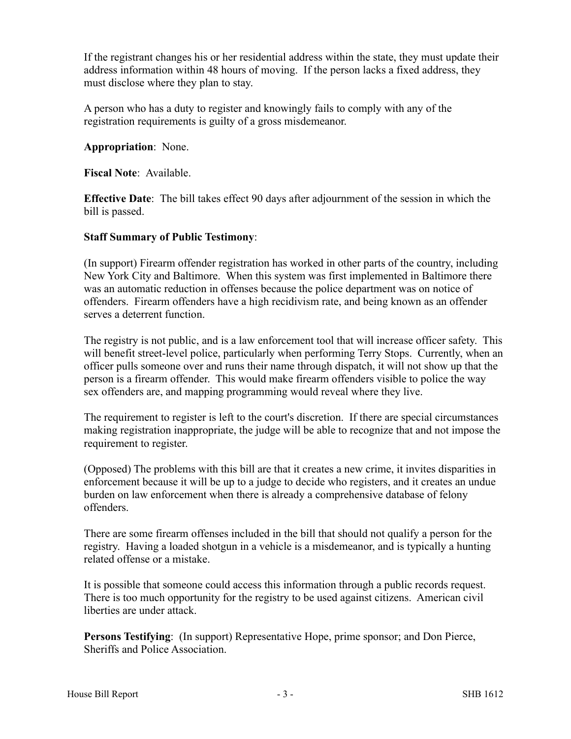If the registrant changes his or her residential address within the state, they must update their address information within 48 hours of moving. If the person lacks a fixed address, they must disclose where they plan to stay.

A person who has a duty to register and knowingly fails to comply with any of the registration requirements is guilty of a gross misdemeanor.

**Appropriation**: None.

**Fiscal Note**: Available.

**Effective Date**: The bill takes effect 90 days after adjournment of the session in which the bill is passed.

**Staff Summary of Public Testimony**:

(In support) Firearm offender registration has worked in other parts of the country, including New York City and Baltimore. When this system was first implemented in Baltimore there was an automatic reduction in offenses because the police department was on notice of offenders. Firearm offenders have a high recidivism rate, and being known as an offender serves a deterrent function.

The registry is not public, and is a law enforcement tool that will increase officer safety. This will benefit street-level police, particularly when performing Terry Stops. Currently, when an officer pulls someone over and runs their name through dispatch, it will not show up that the person is a firearm offender. This would make firearm offenders visible to police the way sex offenders are, and mapping programming would reveal where they live.

The requirement to register is left to the court's discretion. If there are special circumstances making registration inappropriate, the judge will be able to recognize that and not impose the requirement to register.

(Opposed) The problems with this bill are that it creates a new crime, it invites disparities in enforcement because it will be up to a judge to decide who registers, and it creates an undue burden on law enforcement when there is already a comprehensive database of felony offenders.

There are some firearm offenses included in the bill that should not qualify a person for the registry. Having a loaded shotgun in a vehicle is a misdemeanor, and is typically a hunting related offense or a mistake.

It is possible that someone could access this information through a public records request. There is too much opportunity for the registry to be used against citizens. American civil liberties are under attack.

**Persons Testifying**: (In support) Representative Hope, prime sponsor; and Don Pierce, Sheriffs and Police Association.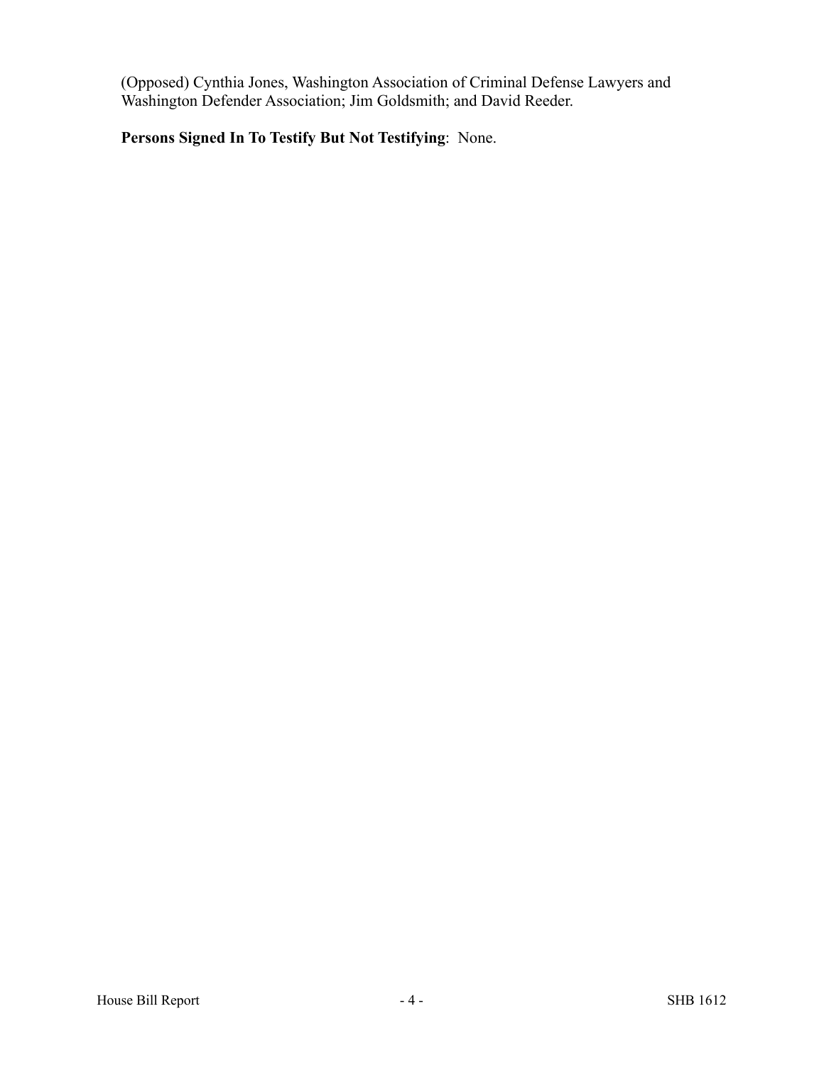(Opposed) Cynthia Jones, Washington Association of Criminal Defense Lawyers and Washington Defender Association; Jim Goldsmith; and David Reeder.

**Persons Signed In To Testify But Not Testifying**: None.